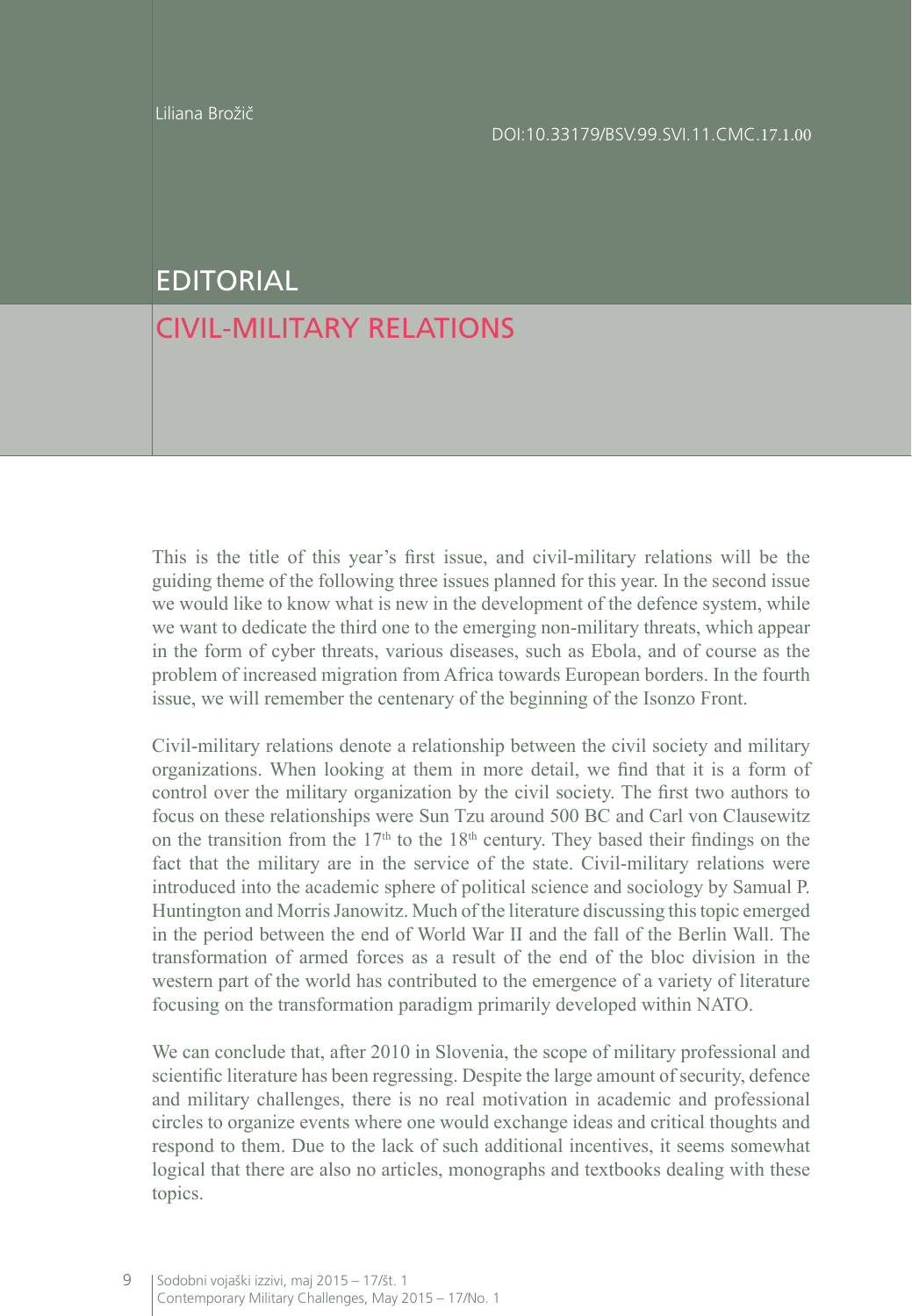Liliana Brožič

DOI:10.33179/BSV.99.SVI.11.CMC.17.1.00

# EDITORIAL

## CIVIL-MILITARY RELATIONS

This is the title of this year's first issue, and civil-military relations will be the guiding theme of the following three issues planned for this year. In the second issue we would like to know what is new in the development of the defence system, while we want to dedicate the third one to the emerging non-military threats, which appear in the form of cyber threats, various diseases, such as Ebola, and of course as the problem of increased migration from Africa towards European borders. In the fourth issue, we will remember the centenary of the beginning of the Isonzo Front.

Civil-military relations denote a relationship between the civil society and military organizations. When looking at them in more detail, we find that it is a form of control over the military organization by the civil society. The first two authors to focus on these relationships were Sun Tzu around 500 BC and Carl von Clausewitz on the transition from the 17th to the 18th century. They based their findings on the fact that the military are in the service of the state. Civil-military relations were introduced into the academic sphere of political science and sociology by Samual P. Huntington and Morris Janowitz. Much of the literature discussing this topic emerged in the period between the end of World War II and the fall of the Berlin Wall. The transformation of armed forces as a result of the end of the bloc division in the western part of the world has contributed to the emergence of a variety of literature focusing on the transformation paradigm primarily developed within NATO.

We can conclude that, after 2010 in Slovenia, the scope of military professional and scientific literature has been regressing. Despite the large amount of security, defence and military challenges, there is no real motivation in academic and professional circles to organize events where one would exchange ideas and critical thoughts and respond to them. Due to the lack of such additional incentives, it seems somewhat logical that there are also no articles, monographs and textbooks dealing with these topics.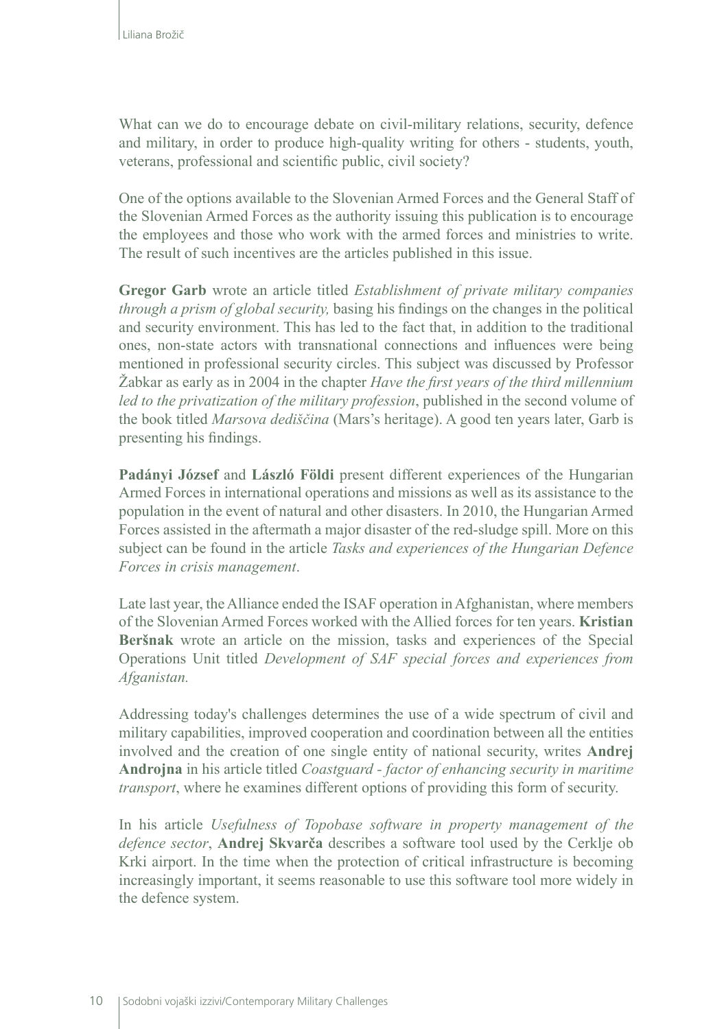What can we do to encourage debate on civil-military relations, security, defence and military, in order to produce high-quality writing for others - students, youth, veterans, professional and scientific public, civil society?

One of the options available to the Slovenian Armed Forces and the General Staff of the Slovenian Armed Forces as the authority issuing this publication is to encourage the employees and those who work with the armed forces and ministries to write. The result of such incentives are the articles published in this issue.

**Gregor Garb** wrote an article titled *Establishment of private military companies through a prism of global security,* basing his findings on the changes in the political and security environment. This has led to the fact that, in addition to the traditional ones, non-state actors with transnational connections and influences were being mentioned in professional security circles. This subject was discussed by Professor Žabkar as early as in 2004 in the chapter *Have the first years of the third millennium led to the privatization of the military profession*, published in the second volume of the book titled *Marsova dediščina* (Mars's heritage). A good ten years later, Garb is presenting his findings.

**Padányi József** and **László Földi** present different experiences of the Hungarian Armed Forces in international operations and missions as well as its assistance to the population in the event of natural and other disasters. In 2010, the Hungarian Armed Forces assisted in the aftermath a major disaster of the red-sludge spill. More on this subject can be found in the article *Tasks and experiences of the Hungarian Defence Forces in crisis management*.

Late last year, the Alliance ended the ISAF operation in Afghanistan, where members of the Slovenian Armed Forces worked with the Allied forces for ten years. **Kristian Beršnak** wrote an article on the mission, tasks and experiences of the Special Operations Unit titled *Development of SAF special forces and experiences from Afganistan.*

Addressing today's challenges determines the use of a wide spectrum of civil and military capabilities, improved cooperation and coordination between all the entities involved and the creation of one single entity of national security, writes **Andrej Androjna** in his article titled *Coastguard - factor of enhancing security in maritime transport*, where he examines different options of providing this form of security.

In his article *Usefulness of Topobase software in property management of the defence sector*, **Andrej Skvarča** describes a software tool used by the Cerklje ob Krki airport. In the time when the protection of critical infrastructure is becoming increasingly important, it seems reasonable to use this software tool more widely in the defence system.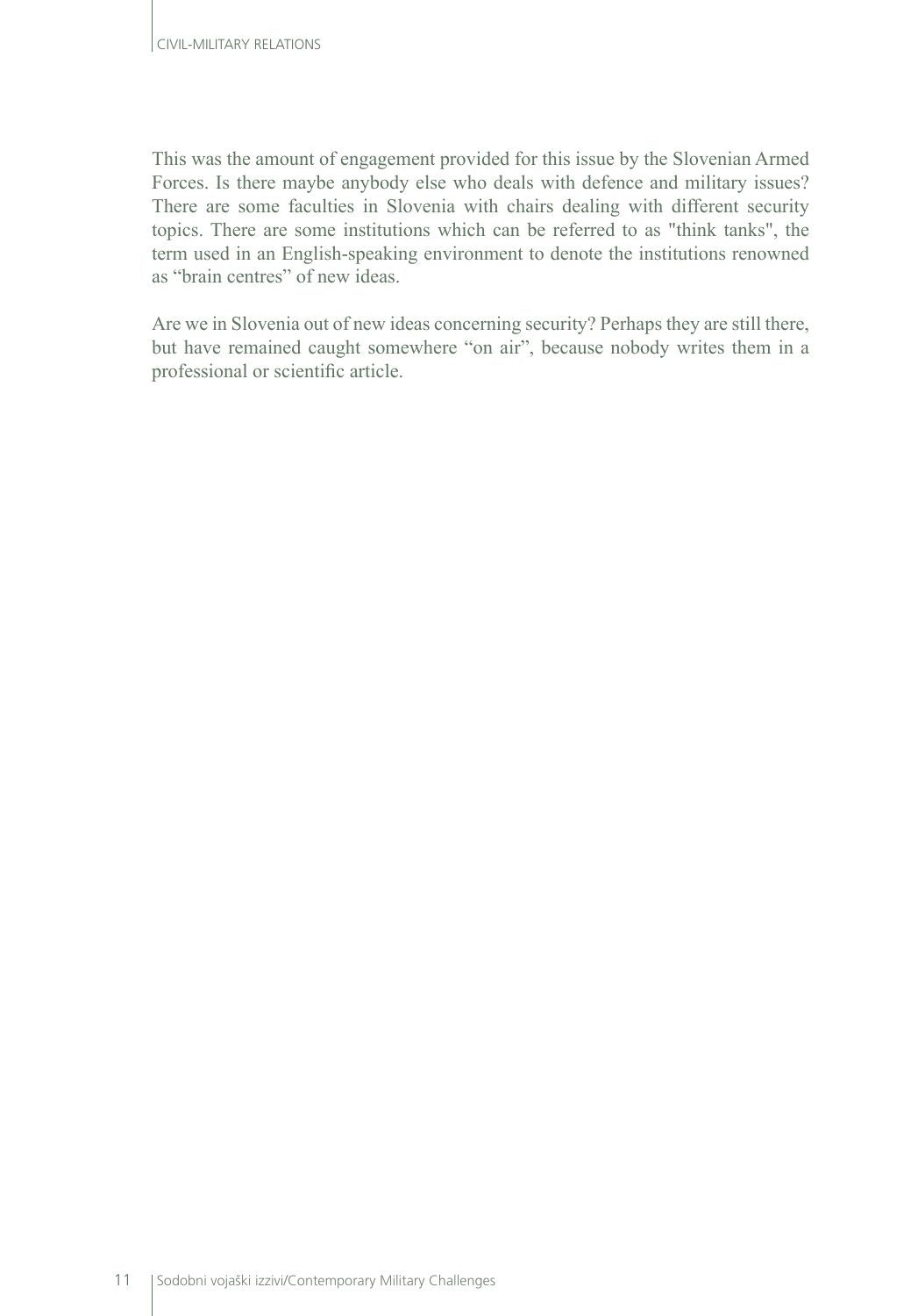This was the amount of engagement provided for this issue by the Slovenian Armed Forces. Is there maybe anybody else who deals with defence and military issues? There are some faculties in Slovenia with chairs dealing with different security topics. There are some institutions which can be referred to as "think tanks", the term used in an English-speaking environment to denote the institutions renowned as “brain centres” of new ideas.

Are we in Slovenia out of new ideas concerning security? Perhaps they are still there, but have remained caught somewhere “on air”, because nobody writes them in a professional or scientific article.